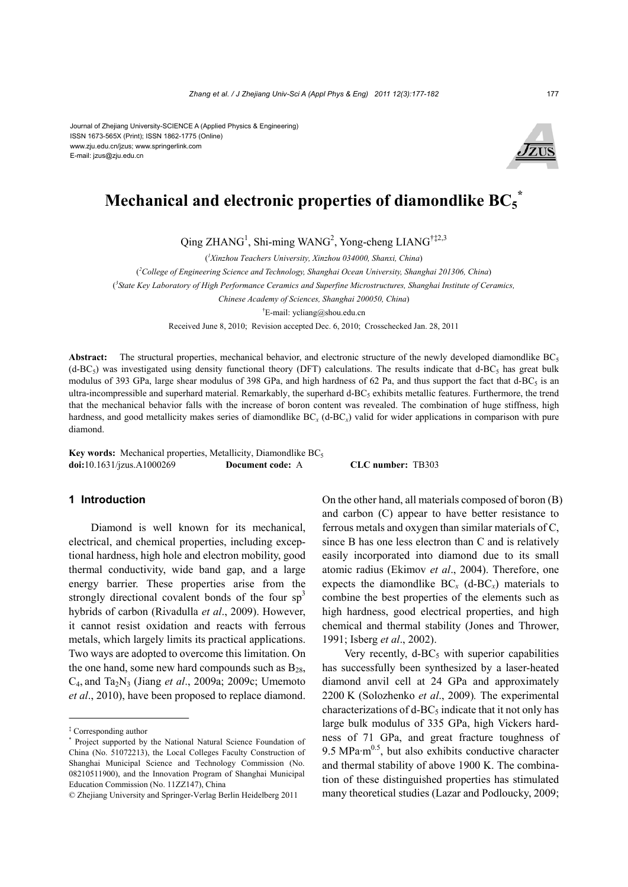Journal of Zhejiang University-SCIENCE A (Applied Physics & Engineering)
ISSN 1673-565X (Print); ISSN 1862-1775 (Online)
www.zju.edu.cn/jzus; www.springerlink.com
E-mail: jzus@zju.edu.cn

# Mechanical and electronic properties of diamondlike $BC_5$*

Qing ZHANG[1], Shi-ming WANG[2], Yong-cheng LIANG[†‡2,3]

([1]*Xinzhou Teachers University, Xinzhou 034000, Shanxi, China*)

([2]*College of Engineering Science and Technology, Shanghai Ocean University, Shanghai 201306, China*)

([3]*State Key Laboratory of High Performance Ceramics and Superfine Microstructures, Shanghai Institute of Ceramics, Chinese Academy of Sciences, Shanghai 200050, China*)

[†]E-mail: ycliang@shou.edu.cn

Received June 8, 2010; Revision accepted Dec. 6, 2010; Crosschecked Jan. 28, 2011

**Abstract:** The structural properties, mechanical behavior, and electronic structure of the newly developed diamondlike $BC_5$ (d-$BC_5$) was investigated using density functional theory (DFT) calculations. The results indicate that d-$BC_5$ has great bulk modulus of 393 GPa, large shear modulus of 398 GPa, and high hardness of 62 Pa, and thus support the fact that d-$BC_5$ is an ultra-incompressible and superhard material. Remarkably, the superhard d-$BC_5$ exhibits metallic features. Furthermore, the trend that the mechanical behavior falls with the increase of boron content was revealed. The combination of huge stiffness, high hardness, and good metallicity makes series of diamondlike $BC_x$ (d-$BC_x$) valid for wider applications in comparison with pure diamond.

**Key words:** Mechanical properties, Metallicity, Diamondlike $BC_5$

**doi:**10.1631/jzus.A1000269 **Document code:** A **CLC number:** TB303

## 1 Introduction

Diamond is well known for its mechanical, electrical, and chemical properties, including exceptional hardness, high hole and electron mobility, good thermal conductivity, wide band gap, and a large energy barrier. These properties arise from the strongly directional covalent bonds of the four $sp^3$ hybrids of carbon (Rivadulla *et al*., 2009). However, it cannot resist oxidation and reacts with ferrous metals, which largely limits its practical applications. Two ways are adopted to overcome this limitation. On the one hand, some new hard compounds such as $B_{28}$, $C_4$, and $Ta_2N_3$ (Jiang *et al*., 2009a; 2009c; Umemoto *et al*., 2010), have been proposed to replace diamond. On the other hand, all materials composed of boron (B) and carbon (C) appear to have better resistance to ferrous metals and oxygen than similar materials of C, since B has one less electron than C and is relatively easily incorporated into diamond due to its small atomic radius (Ekimov *et al*., 2004). Therefore, one expects the diamondlike $BC_x$ (d-$BC_x$) materials to combine the best properties of the elements such as high hardness, good electrical properties, and high chemical and thermal stability (Jones and Thrower, 1991; Isberg *et al*., 2002).

Very recently, d-$BC_5$ with superior capabilities has successfully been synthesized by a laser-heated diamond anvil cell at 24 GPa and approximately 2200 K (Solozhenko *et al*., 2009). The experimental characterizations of d-$BC_5$ indicate that it not only has large bulk modulus of 335 GPa, high Vickers hardness of 71 GPa, and great fracture toughness of 9.5 $MPa \cdot m^{0.5}$, but also exhibits conductive character and thermal stability of above 1900 K. The combination of these distinguished properties has stimulated many theoretical studies (Lazar and Podloucky, 2009;

---

‡ Corresponding author

\* Project supported by the National Natural Science Foundation of China (No. 51072213), the Local Colleges Faculty Construction of Shanghai Municipal Science and Technology Commission (No. 08210511900), and the Innovation Program of Shanghai Municipal Education Commission (No. 11ZZ147), China

© Zhejiang University and Springer-Verlag Berlin Heidelberg 2011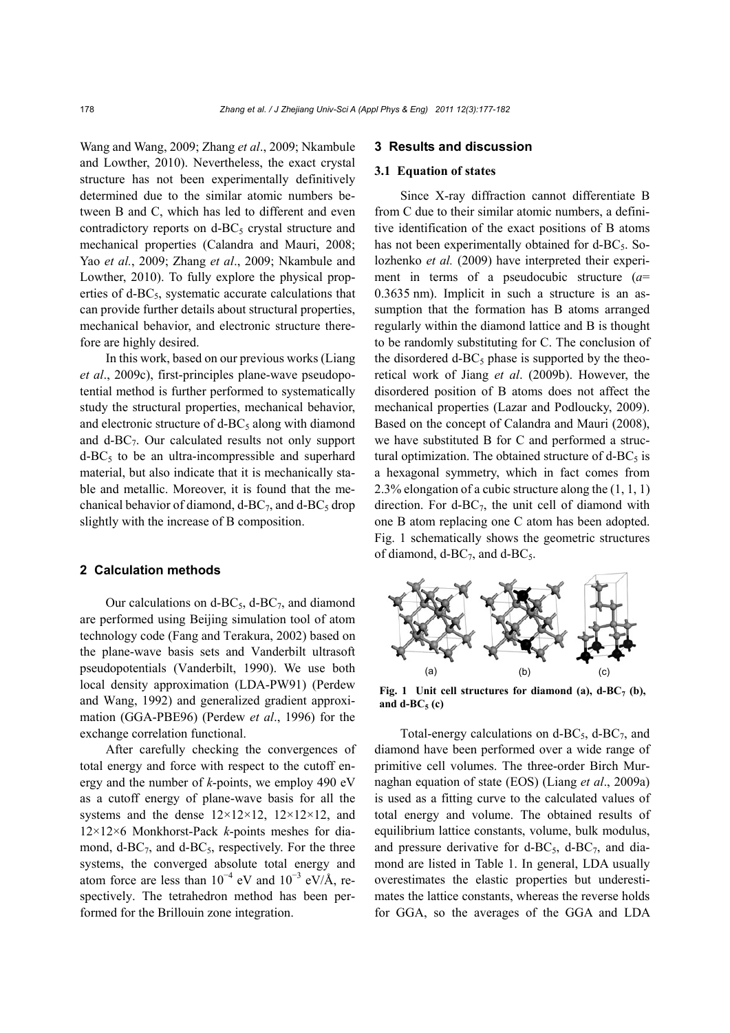Wang and Wang, 2009; Zhang *et al*., 2009; Nkambule and Lowther, 2010). Nevertheless, the exact crystal structure has not been experimentally definitively determined due to the similar atomic numbers between B and C, which has led to different and even contradictory reports on d-$BC_5$ crystal structure and mechanical properties (Calandra and Mauri, 2008; Yao *et al.*, 2009; Zhang *et al*., 2009; Nkambule and Lowther, 2010). To fully explore the physical properties of d-$BC_5$, systematic accurate calculations that can provide further details about structural properties, mechanical behavior, and electronic structure therefore are highly desired.

In this work, based on our previous works (Liang *et al*., 2009c), first-principles plane-wave pseudopotential method is further performed to systematically study the structural properties, mechanical behavior, and electronic structure of d-$BC_5$ along with diamond and d-$BC_7$. Our calculated results not only support d-$BC_5$ to be an ultra-incompressible and superhard material, but also indicate that it is mechanically stable and metallic. Moreover, it is found that the mechanical behavior of diamond, d-$BC_7$, and d-$BC_5$ drop slightly with the increase of B composition.

## 2 Calculation methods

Our calculations on d-$BC_5$, d-$BC_7$, and diamond are performed using Beijing simulation tool of atom technology code (Fang and Terakura, 2002) based on the plane-wave basis sets and Vanderbilt ultrasoft pseudopotentials (Vanderbilt, 1990). We use both local density approximation (LDA-PW91) (Perdew and Wang, 1992) and generalized gradient approximation (GGA-PBE96) (Perdew *et al*., 1996) for the exchange correlation functional.

After carefully checking the convergences of total energy and force with respect to the cutoff energy and the number of *k*-points, we employ 490 eV as a cutoff energy of plane-wave basis for all the systems and the dense 12×12×12, 12×12×12, and 12×12×6 Monkhorst-Pack *k*-points meshes for diamond, d-$BC_7$, and d-$BC_5$, respectively. For the three systems, the converged absolute total energy and atom force are less than $10^{-4}$ eV and $10^{-3}$ eV/Å, respectively. The tetrahedron method has been performed for the Brillouin zone integration.

## 3 Results and discussion

### 3.1 Equation of states

Since X-ray diffraction cannot differentiate B from C due to their similar atomic numbers, a definitive identification of the exact positions of B atoms has not been experimentally obtained for d-$BC_5$. Solozhenko *et al.* (2009) have interpreted their experiment in terms of a pseudocubic structure ($a$= 0.3635 nm). Implicit in such a structure is an assumption that the formation has B atoms arranged regularly within the diamond lattice and B is thought to be randomly substituting for C. The conclusion of the disordered d-$BC_5$ phase is supported by the theoretical work of Jiang *et al*. (2009b). However, the disordered position of B atoms does not affect the mechanical properties (Lazar and Podloucky, 2009). Based on the concept of Calandra and Mauri (2008), we have substituted B for C and performed a structural optimization. The obtained structure of d-$BC_5$ is a hexagonal symmetry, which in fact comes from 2.3% elongation of a cubic structure along the (1, 1, 1) direction. For d-$BC_7$, the unit cell of diamond with one B atom replacing one C atom has been adopted. Fig. 1 schematically shows the geometric structures of diamond, d-$BC_7$, and d-$BC_5$.

**Fig. 1 Unit cell structures for diamond (a), d-$BC_7$ (b), and d-$BC_5$ (c)**

Total-energy calculations on d-$BC_5$, d-$BC_7$, and diamond have been performed over a wide range of primitive cell volumes. The three-order Birch Murnaghan equation of state (EOS) (Liang *et al*., 2009a) is used as a fitting curve to the calculated values of total energy and volume. The obtained results of equilibrium lattice constants, volume, bulk modulus, and pressure derivative for d-$BC_5$, d-$BC_7$, and diamond are listed in Table 1. In general, LDA usually overestimates the elastic properties but underestimates the lattice constants, whereas the reverse holds for GGA, so the averages of the GGA and LDA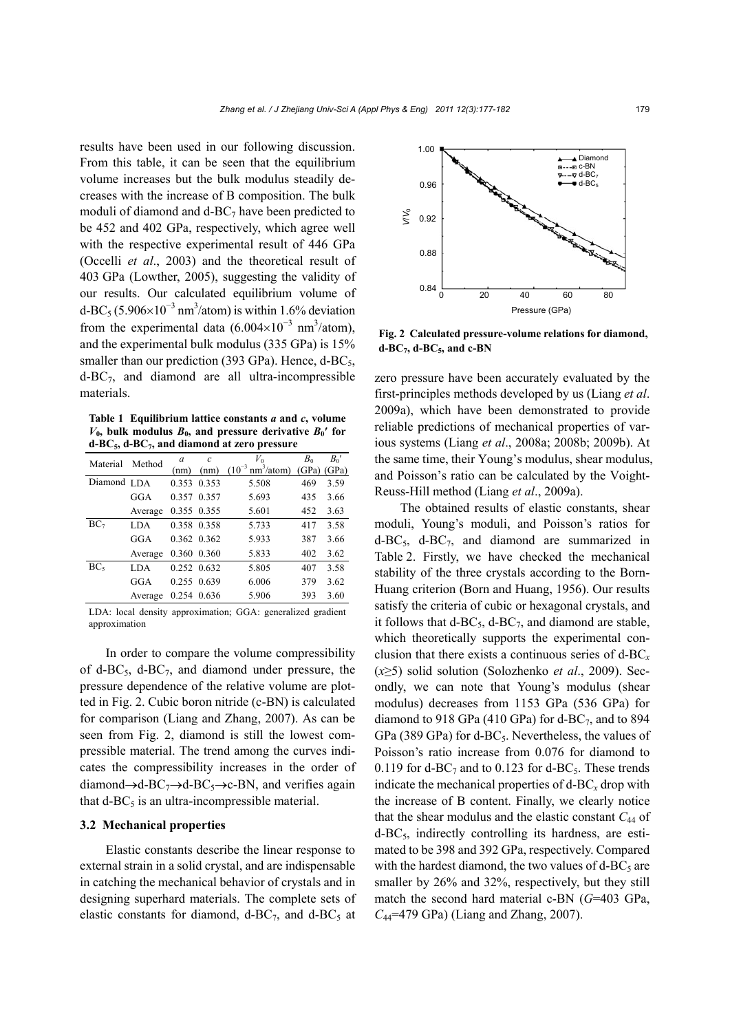results have been used in our following discussion. From this table, it can be seen that the equilibrium volume increases but the bulk modulus steadily decreases with the increase of B composition. The bulk moduli of diamond and d-$BC_7$ have been predicted to be 452 and 402 GPa, respectively, which agree well with the respective experimental result of 446 GPa (Occelli *et al*., 2003) and the theoretical result of 403 GPa (Lowther, 2005), suggesting the validity of our results. Our calculated equilibrium volume of d-$BC_5$ ($5.906\times10^{-3}$ nm$^3$/atom) is within 1.6% deviation from the experimental data ($6.004\times10^{-3}$ nm$^3$/atom), and the experimental bulk modulus (335 GPa) is 15% smaller than our prediction (393 GPa). Hence, d-$BC_5$, d-$BC_7$, and diamond are all ultra-incompressible materials.

**Table 1 Equilibrium lattice constants $a$ and $c$, volume $V_0$, bulk modulus $B_0$, and pressure derivative $B_0'$ for d-$BC_5$, d-$BC_7$, and diamond at zero pressure**

| Material | Method | $a$ (nm) | $c$ (nm) | $V_0$ ($10^{-3}$ nm$^3$/atom) | $B_0$ (GPa) | $B_0'$ (GPa) |
|---|---|---|---|---|---|---|
| Diamond | LDA | 0.353 | 0.353 | 5.508 | 469 | 3.59 |
| | GGA | 0.357 | 0.357 | 5.693 | 435 | 3.66 |
| | Average | 0.355 | 0.355 | 5.601 | 452 | 3.63 |
| $BC_7$ | LDA | 0.358 | 0.358 | 5.733 | 417 | 3.58 |
| | GGA | 0.362 | 0.362 | 5.933 | 387 | 3.66 |
| | Average | 0.360 | 0.360 | 5.833 | 402 | 3.62 |
| $BC_5$ | LDA | 0.252 | 0.632 | 5.805 | 407 | 3.58 |
| | GGA | 0.255 | 0.639 | 6.006 | 379 | 3.62 |
| | Average | 0.254 | 0.636 | 5.906 | 393 | 3.60 |

LDA: local density approximation; GGA: generalized gradient approximation

In order to compare the volume compressibility of d-$BC_5$, d-$BC_7$, and diamond under pressure, the pressure dependence of the relative volume are plotted in Fig. 2. Cubic boron nitride (c-BN) is calculated for comparison (Liang and Zhang, 2007). As can be seen from Fig. 2, diamond is still the lowest compressible material. The trend among the curves indicates the compressibility increases in the order of diamond→d-$BC_7$→d-$BC_5$→c-BN, and verifies again that d-$BC_5$ is an ultra-incompressible material.

### 3.2 Mechanical properties

Elastic constants describe the linear response to external strain in a solid crystal, and are indispensable in catching the mechanical behavior of crystals and in designing superhard materials. The complete sets of elastic constants for diamond, d-$BC_7$, and d-$BC_5$ at zero pressure have been accurately evaluated by the first-principles methods developed by us (Liang *et al*. 2009a), which have been demonstrated to provide reliable predictions of mechanical properties of various systems (Liang *et al*., 2008a; 2008b; 2009b). At the same time, their Young's modulus, shear modulus, and Poisson's ratio can be calculated by the Voight-Reuss-Hill method (Liang *et al*., 2009a).

**Fig. 2 Calculated pressure-volume relations for diamond, d-$BC_7$, d-$BC_5$, and c-BN**

The obtained results of elastic constants, shear moduli, Young's moduli, and Poisson's ratios for d-$BC_5$, d-$BC_7$, and diamond are summarized in Table 2. Firstly, we have checked the mechanical stability of the three crystals according to the Born-Huang criterion (Born and Huang, 1956). Our results satisfy the criteria of cubic or hexagonal crystals, and it follows that d-$BC_5$, d-$BC_7$, and diamond are stable, which theoretically supports the experimental conclusion that there exists a continuous series of d-$BC_x$ ($x\geq5$) solid solution (Solozhenko *et al*., 2009). Secondly, we can note that Young's modulus (shear modulus) decreases from 1153 GPa (536 GPa) for diamond to 918 GPa (410 GPa) for d-$BC_7$, and to 894 GPa (389 GPa) for d-$BC_5$. Nevertheless, the values of Poisson's ratio increase from 0.076 for diamond to 0.119 for d-$BC_7$ and to 0.123 for d-$BC_5$. These trends indicate the mechanical properties of d-$BC_x$ drop with the increase of B content. Finally, we clearly notice that the shear modulus and the elastic constant $C_{44}$ of d-$BC_5$, indirectly controlling its hardness, are estimated to be 398 and 392 GPa, respectively. Compared with the hardest diamond, the two values of d-$BC_5$ are smaller by 26% and 32%, respectively, but they still match the second hard material c-BN ($G$=403 GPa, $C_{44}$=479 GPa) (Liang and Zhang, 2007).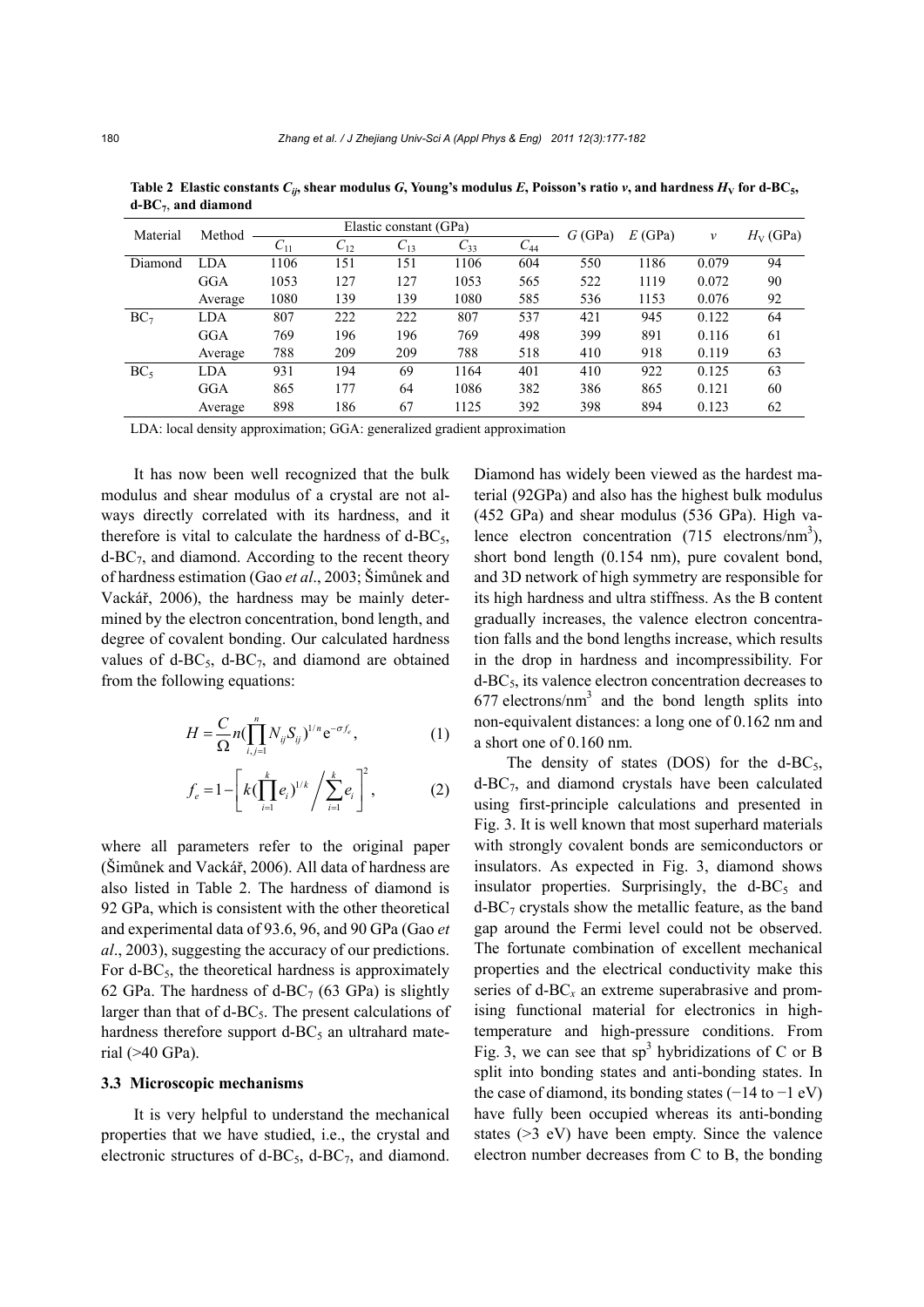**Table 2 Elastic constants $C_{ij}$, shear modulus $G$, Young's modulus $E$, Poisson's ratio $v$, and hardness $H_V$ for d-$BC_5$, d-$BC_7$, and diamond**

| Material | Method | Elastic constant (GPa) | | | | | $G$ (GPa) | $E$ (GPa) | $v$ | $H_V$ (GPa) |
|---|---|---|---|---|---|---|---|---|---|---|
| | | $C_{11}$ | $C_{12}$ | $C_{13}$ | $C_{33}$ | $C_{44}$ | | | | |
| Diamond | LDA | 1106 | 151 | 151 | 1106 | 604 | 550 | 1186 | 0.079 | 94 |
| | GGA | 1053 | 127 | 127 | 1053 | 565 | 522 | 1119 | 0.072 | 90 |
| | Average | 1080 | 139 | 139 | 1080 | 585 | 536 | 1153 | 0.076 | 92 |
| $BC_7$ | LDA | 807 | 222 | 222 | 807 | 537 | 421 | 945 | 0.122 | 64 |
| | GGA | 769 | 196 | 196 | 769 | 498 | 399 | 891 | 0.116 | 61 |
| | Average | 788 | 209 | 209 | 788 | 518 | 410 | 918 | 0.119 | 63 |
| $BC_5$ | LDA | 931 | 194 | 69 | 1164 | 401 | 410 | 922 | 0.125 | 63 |
| | GGA | 865 | 177 | 64 | 1086 | 382 | 386 | 865 | 0.121 | 60 |
| | Average | 898 | 186 | 67 | 1125 | 392 | 398 | 894 | 0.123 | 62 |

LDA: local density approximation; GGA: generalized gradient approximation

It has now been well recognized that the bulk modulus and shear modulus of a crystal are not always directly correlated with its hardness, and it therefore is vital to calculate the hardness of d-$BC_5$, d-$BC_7$, and diamond. According to the recent theory of hardness estimation (Gao *et al*., 2003; Šimůnek and Vackář, 2006), the hardness may be mainly determined by the electron concentration, bond length, and degree of covalent bonding. Our calculated hardness values of d-$BC_5$, d-$BC_7$, and diamond are obtained from the following equations:

$$H = \frac{C}{\Omega} n \left(\prod_{i,j=1}^{n} N_{ij} S_{ij}\right)^{1/n} \mathrm{e}^{-\sigma f_e}, \tag{1}$$

$$f_e = 1 - \left[ k \left(\prod_{i=1}^{k} e_i\right)^{1/k} \Bigg/ \sum_{i=1}^{k} e_i \right]^2, \tag{2}$$

where all parameters refer to the original paper (Šimůnek and Vackář, 2006). All data of hardness are also listed in Table 2. The hardness of diamond is 92 GPa, which is consistent with the other theoretical and experimental data of 93.6, 96, and 90 GPa (Gao *et al*., 2003), suggesting the accuracy of our predictions. For d-$BC_5$, the theoretical hardness is approximately 62 GPa. The hardness of d-$BC_7$ (63 GPa) is slightly larger than that of d-$BC_5$. The present calculations of hardness therefore support d-$BC_5$ an ultrahard material (>40 GPa).

### 3.3 Microscopic mechanisms

It is very helpful to understand the mechanical properties that we have studied, i.e., the crystal and electronic structures of d-$BC_5$, d-$BC_7$, and diamond. Diamond has widely been viewed as the hardest material (92GPa) and also has the highest bulk modulus (452 GPa) and shear modulus (536 GPa). High valence electron concentration (715 electrons/nm$^3$), short bond length (0.154 nm), pure covalent bond, and 3D network of high symmetry are responsible for its high hardness and ultra stiffness. As the B content gradually increases, the valence electron concentration falls and the bond lengths increase, which results in the drop in hardness and incompressibility. For d-$BC_5$, its valence electron concentration decreases to 677 electrons/nm$^3$ and the bond length splits into non-equivalent distances: a long one of 0.162 nm and a short one of 0.160 nm.

The density of states (DOS) for the d-$BC_5$, d-$BC_7$, and diamond crystals have been calculated using first-principle calculations and presented in Fig. 3. It is well known that most superhard materials with strongly covalent bonds are semiconductors or insulators. As expected in Fig. 3, diamond shows insulator properties. Surprisingly, the d-$BC_5$ and d-$BC_7$ crystals show the metallic feature, as the band gap around the Fermi level could not be observed. The fortunate combination of excellent mechanical properties and the electrical conductivity make this series of d-$BC_x$ an extreme superabrasive and promising functional material for electronics in high-temperature and high-pressure conditions. From Fig. 3, we can see that sp$^3$ hybridizations of C or B split into bonding states and anti-bonding states. In the case of diamond, its bonding states (−14 to −1 eV) have fully been occupied whereas its anti-bonding states (>3 eV) have been empty. Since the valence electron number decreases from C to B, the bonding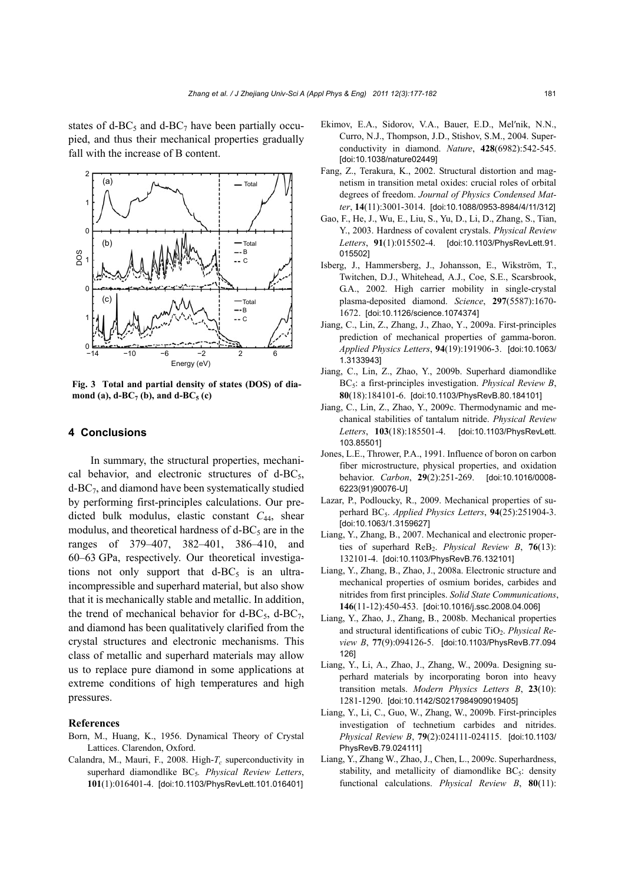states of d-$BC_5$ and d-$BC_7$ have been partially occupied, and thus their mechanical properties gradually fall with the increase of B content.

**Fig. 3 Total and partial density of states (DOS) of diamond (a), d-$BC_7$ (b), and d-$BC_5$ (c)**

## 4 Conclusions

In summary, the structural properties, mechanical behavior, and electronic structures of d-$BC_5$, d-$BC_7$, and diamond have been systematically studied by performing first-principles calculations. Our predicted bulk modulus, elastic constant $C_{44}$, shear modulus, and theoretical hardness of d-$BC_5$ are in the ranges of 379–407, 382–401, 386–410, and 60–63 GPa, respectively. Our theoretical investigations not only support that d-$BC_5$ is an ultra-incompressible and superhard material, but also show that it is mechanically stable and metallic. In addition, the trend of mechanical behavior for d-$BC_5$, d-$BC_7$, and diamond has been qualitatively clarified from the crystal structures and electronic mechanisms. This class of metallic and superhard materials may allow us to replace pure diamond in some applications at extreme conditions of high temperatures and high pressures.

### References

Born, M., Huang, K., 1956. Dynamical Theory of Crystal Lattices. Clarendon, Oxford.

Calandra, M., Mauri, F., 2008. High-$T_c$ superconductivity in superhard diamondlike $BC_5$. *Physical Review Letters*, **101**(1):016401-4. [doi:10.1103/PhysRevLett.101.016401]

Ekimov, E.A., Sidorov, V.A., Bauer, E.D., Mel′nik, N.N., Curro, N.J., Thompson, J.D., Stishov, S.M., 2004. Superconductivity in diamond. *Nature*, **428**(6982):542-545. [doi:10.1038/nature02449]

Fang, Z., Terakura, K., 2002. Structural distortion and magnetism in transition metal oxides: crucial roles of orbital degrees of freedom. *Journal of Physics Condensed Matter*, **14**(11):3001-3014. [doi:10.1088/0953-8984/4/11/312]

Gao, F., He, J., Wu, E., Liu, S., Yu, D., Li, D., Zhang, S., Tian, Y., 2003. Hardness of covalent crystals. *Physical Review Letters*, **91**(1):015502-4. [doi:10.1103/PhysRevLett.91.015502]

Isberg, J., Hammersberg, J., Johansson, E., Wikström, T., Twitchen, D.J., Whitehead, A.J., Coe, S.E., Scarsbrook, G.A., 2002. High carrier mobility in single-crystal plasma-deposited diamond. *Science*, **297**(5587):1670-1672. [doi:10.1126/science.1074374]

Jiang, C., Lin, Z., Zhang, J., Zhao, Y., 2009a. First-principles prediction of mechanical properties of gamma-boron. *Applied Physics Letters*, **94**(19):191906-3. [doi:10.1063/1.3133943]

Jiang, C., Lin, Z., Zhao, Y., 2009b. Superhard diamondlike $BC_5$: a first-principles investigation. *Physical Review B*, **80**(18):184101-6. [doi:10.1103/PhysRevB.80.184101]

Jiang, C., Lin, Z., Zhao, Y., 2009c. Thermodynamic and mechanical stabilities of tantalum nitride. *Physical Review Letters*, **103**(18):185501-4. [doi:10.1103/PhysRevLett.103.85501]

Jones, L.E., Thrower, P.A., 1991. Influence of boron on carbon fiber microstructure, physical properties, and oxidation behavior. *Carbon*, **29**(2):251-269. [doi:10.1016/0008-6223(91)90076-U]

Lazar, P., Podloucky, R., 2009. Mechanical properties of superhard $BC_5$. *Applied Physics Letters*, **94**(25):251904-3. [doi:10.1063/1.3159627]

Liang, Y., Zhang, B., 2007. Mechanical and electronic properties of superhard $ReB_2$. *Physical Review B*, **76**(13):132101-4. [doi:10.1103/PhysRevB.76.132101]

Liang, Y., Zhang, B., Zhao, J., 2008a. Electronic structure and mechanical properties of osmium borides, carbides and nitrides from first principles. *Solid State Communications*, **146**(11-12):450-453. [doi:10.1016/j.ssc.2008.04.006]

Liang, Y., Zhao, J., Zhang, B., 2008b. Mechanical properties and structural identifications of cubic $TiO_2$. *Physical Review B*, **77**(9):094126-5. [doi:10.1103/PhysRevB.77.094126]

Liang, Y., Li, A., Zhao, J., Zhang, W., 2009a. Designing superhard materials by incorporating boron into heavy transition metals. *Modern Physics Letters B*, **23**(10):1281-1290. [doi:10.1142/S0217984909019405]

Liang, Y., Li, C., Guo, W., Zhang, W., 2009b. First-principles investigation of technetium carbides and nitrides. *Physical Review B*, **79**(2):024111-024115. [doi:10.1103/PhysRevB.79.024111]

Liang, Y., Zhang W., Zhao, J., Chen, L., 2009c. Superhardness, stability, and metallicity of diamondlike $BC_5$: density functional calculations. *Physical Review B*, **80**(11):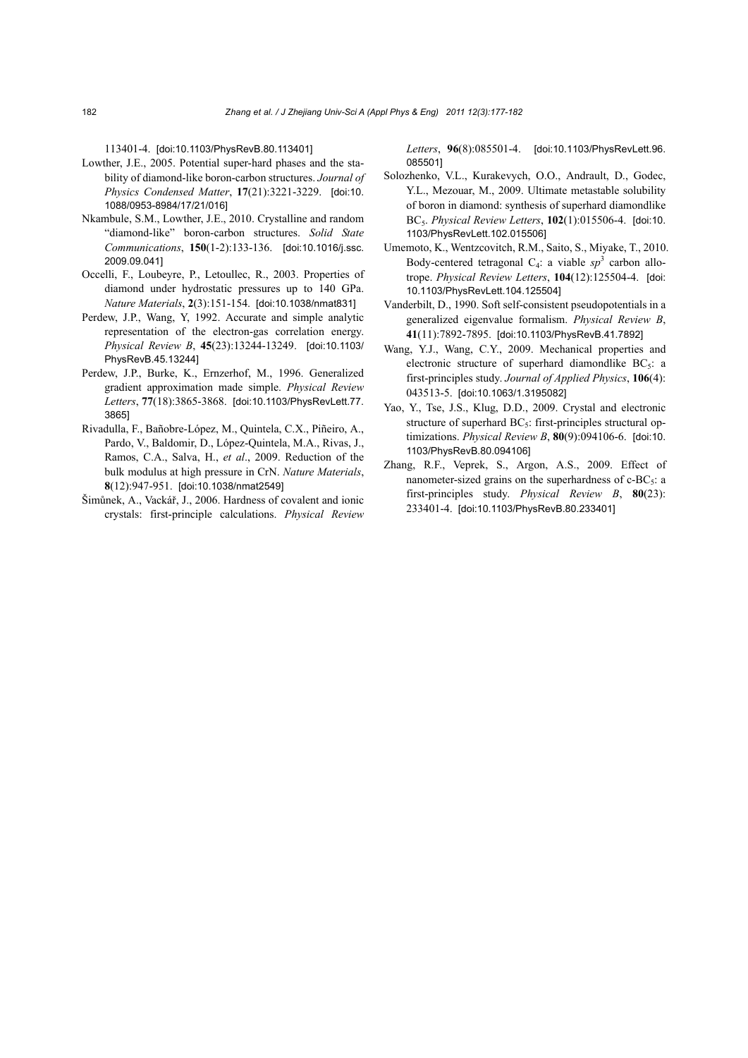113401-4. [doi:10.1103/PhysRevB.80.113401]

Lowther, J.E., 2005. Potential super-hard phases and the stability of diamond-like boron-carbon structures. *Journal of Physics Condensed Matter*, **17**(21):3221-3229. [doi:10.1088/0953-8984/17/21/016]

Nkambule, S.M., Lowther, J.E., 2010. Crystalline and random "diamond-like" boron-carbon structures. *Solid State Communications*, **150**(1-2):133-136. [doi:10.1016/j.ssc.2009.09.041]

Occelli, F., Loubeyre, P., Letoullec, R., 2003. Properties of diamond under hydrostatic pressures up to 140 GPa. *Nature Materials*, **2**(3):151-154. [doi:10.1038/nmat831]

Perdew, J.P., Wang, Y, 1992. Accurate and simple analytic representation of the electron-gas correlation energy. *Physical Review B*, **45**(23):13244-13249. [doi:10.1103/PhysRevB.45.13244]

Perdew, J.P., Burke, K., Ernzerhof, M., 1996. Generalized gradient approximation made simple. *Physical Review Letters*, **77**(18):3865-3868. [doi:10.1103/PhysRevLett.77.3865]

Rivadulla, F., Bañobre-López, M., Quintela, C.X., Piñeiro, A., Pardo, V., Baldomir, D., López-Quintela, M.A., Rivas, J., Ramos, C.A., Salva, H., *et al*., 2009. Reduction of the bulk modulus at high pressure in CrN. *Nature Materials*, **8**(12):947-951. [doi:10.1038/nmat2549]

Šimůnek, A., Vackář, J., 2006. Hardness of covalent and ionic crystals: first-principle calculations. *Physical Review Letters*, **96**(8):085501-4. [doi:10.1103/PhysRevLett.96.085501]

Solozhenko, V.L., Kurakevych, O.O., Andrault, D., Godec, Y.L., Mezouar, M., 2009. Ultimate metastable solubility of boron in diamond: synthesis of superhard diamondlike $BC_5$. *Physical Review Letters*, **102**(1):015506-4. [doi:10.1103/PhysRevLett.102.015506]

Umemoto, K., Wentzcovitch, R.M., Saito, S., Miyake, T., 2010. Body-centered tetragonal $C_4$: a viable $sp^3$ carbon allotrope. *Physical Review Letters*, **104**(12):125504-4. [doi:10.1103/PhysRevLett.104.125504]

Vanderbilt, D., 1990. Soft self-consistent pseudopotentials in a generalized eigenvalue formalism. *Physical Review B*, **41**(11):7892-7895. [doi:10.1103/PhysRevB.41.7892]

Wang, Y.J., Wang, C.Y., 2009. Mechanical properties and electronic structure of superhard diamondlike $BC_5$: a first-principles study. *Journal of Applied Physics*, **106**(4):043513-5. [doi:10.1063/1.3195082]

Yao, Y., Tse, J.S., Klug, D.D., 2009. Crystal and electronic structure of superhard $BC_5$: first-principles structural optimizations. *Physical Review B*, **80**(9):094106-6. [doi:10.1103/PhysRevB.80.094106]

Zhang, R.F., Veprek, S., Argon, A.S., 2009. Effect of nanometer-sized grains on the superhardness of c-$BC_5$: a first-principles study. *Physical Review B*, **80**(23):233401-4. [doi:10.1103/PhysRevB.80.233401]